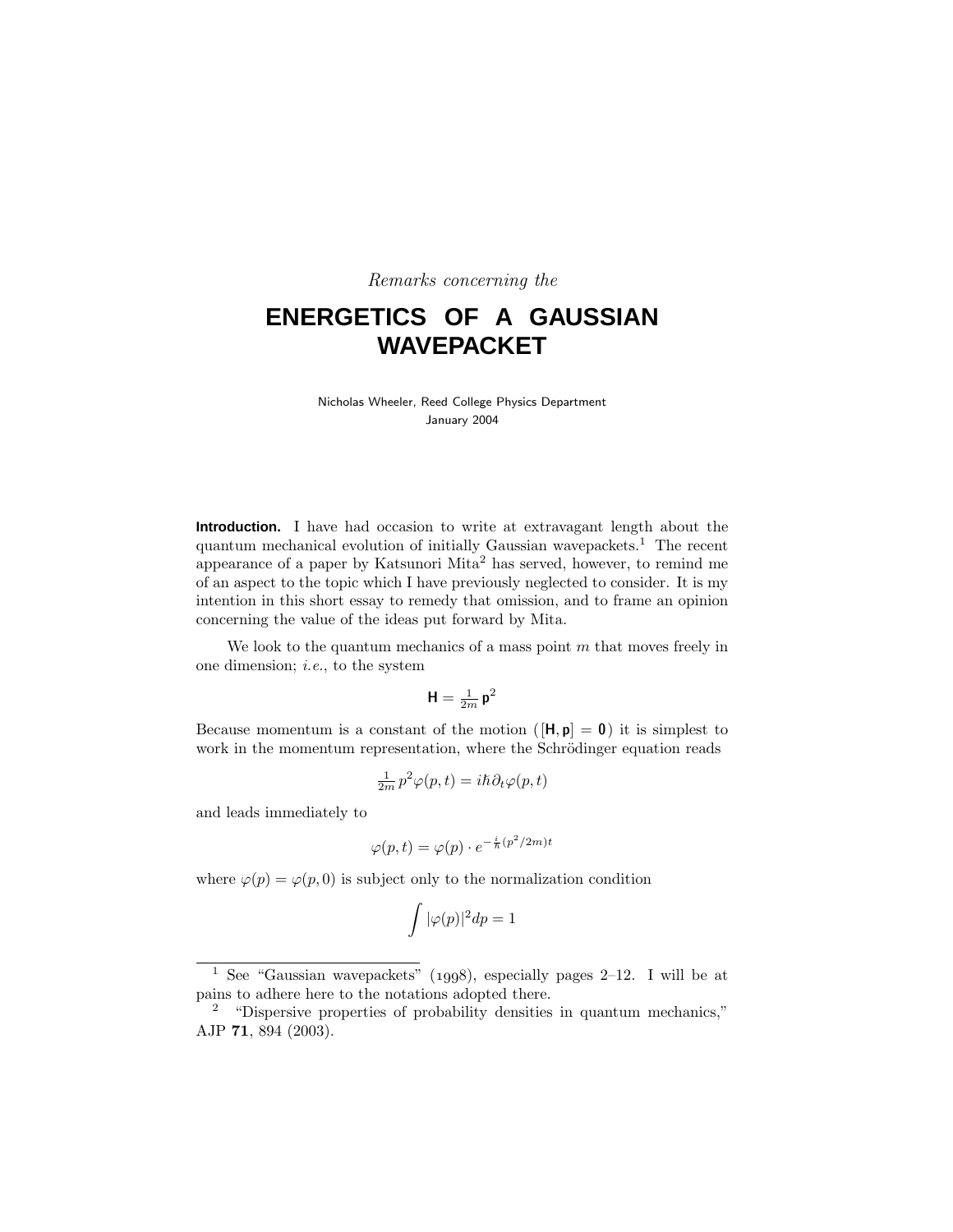*Remarks concerning the*

# ENERGETICS OF A GAUSSIAN WAVEPACKET

Nicholas Wheeler, Reed College Physics Department
January 2004

**Introduction.** I have had occasion to write at extravagant length about the quantum mechanical evolution of initially Gaussian wavepackets.[1] The recent appearance of a paper by Katsunori Mita[2] has served, however, to remind me of an aspect to the topic which I have previously neglected to consider. It is my intention in this short essay to remedy that omission, and to frame an opinion concerning the value of the ideas put forward by Mita.

We look to the quantum mechanics of a mass point $m$ that moves freely in one dimension; *i.e.*, to the system

$$\mathsf{H} = \tfrac{1}{2m}\,\mathsf{p}^2$$

Because momentum is a constant of the motion ($[\mathsf{H}, \mathsf{p}] = \mathbf{0}$) it is simplest to work in the momentum representation, where the Schrödinger equation reads

$$\tfrac{1}{2m}\,p^2\varphi(p,t) = i\hbar\partial_t\varphi(p,t)$$

and leads immediately to

$$\varphi(p,t) = \varphi(p)\cdot e^{-\frac{i}{\hbar}(p^2/2m)t}$$

where $\varphi(p) = \varphi(p,0)$ is subject only to the normalization condition

$$\int |\varphi(p)|^2 dp = 1$$

---

[1] See "Gaussian wavepackets" (1998), especially pages 2–12. I will be at pains to adhere here to the notations adopted there.

[2] "Dispersive properties of probability densities in quantum mechanics," AJP **71**, 894 (2003).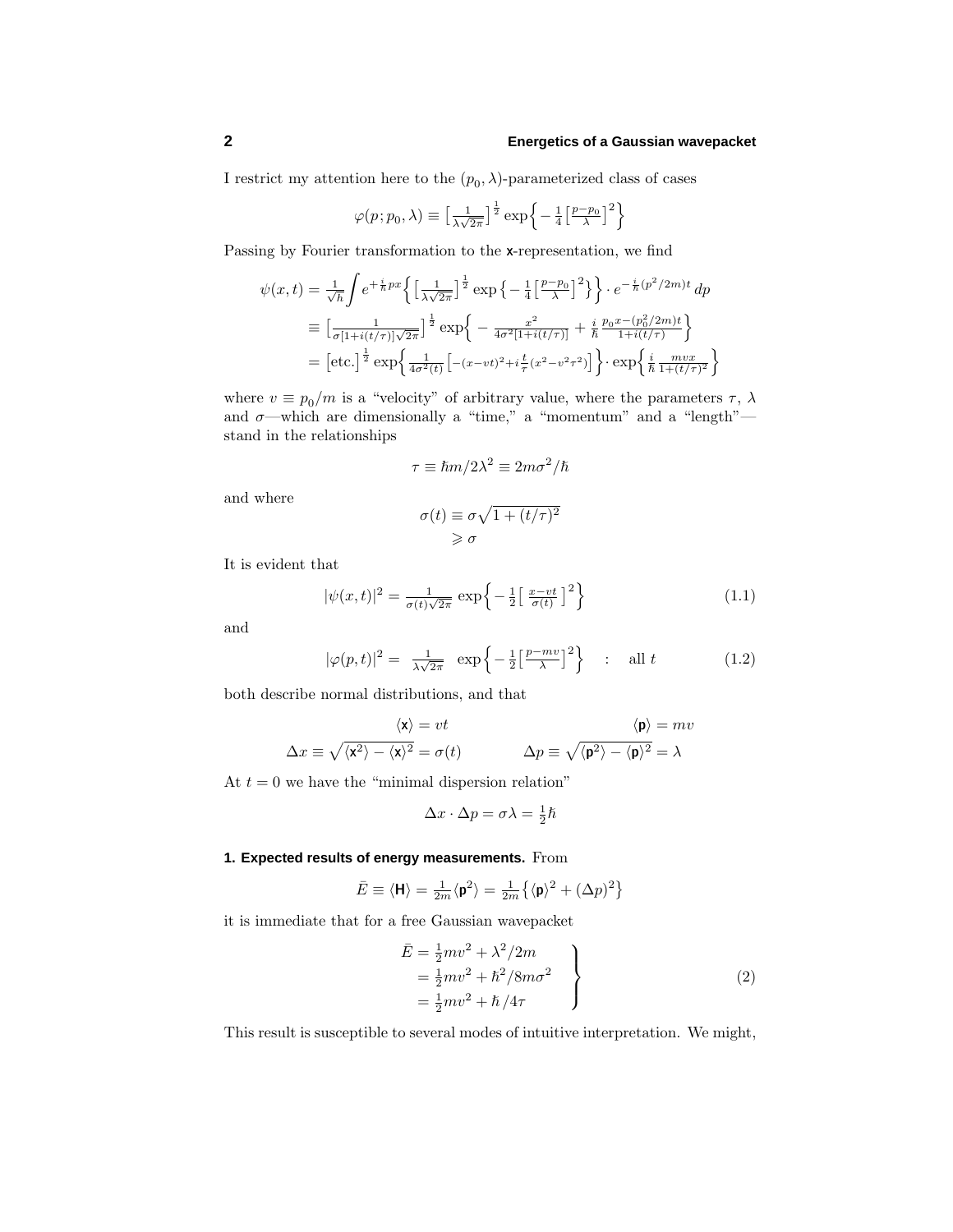I restrict my attention here to the $(p_0, \lambda)$-parameterized class of cases

$$\varphi(p;p_0,\lambda) \equiv \left[\tfrac{1}{\lambda\sqrt{2\pi}}\right]^{\frac{1}{2}} \exp\Big\{-\tfrac{1}{4}\left[\tfrac{p-p_0}{\lambda}\right]^2\Big\}$$

Passing by Fourier transformation to the **x**-representation, we find

$$\begin{aligned}
\psi(x,t) &= \tfrac{1}{\sqrt{h}}\int e^{+\frac{i}{\hbar}px}\Big\{\left[\tfrac{1}{\lambda\sqrt{2\pi}}\right]^{\frac{1}{2}} \exp\big\{-\tfrac{1}{4}\left[\tfrac{p-p_0}{\lambda}\right]^2\big\}\Big\}\cdot e^{-\frac{i}{\hbar}(p^2/2m)t}\,dp \\
&\equiv \left[\tfrac{1}{\sigma[1+i(t/\tau)]\sqrt{2\pi}}\right]^{\frac{1}{2}} \exp\Big\{-\tfrac{x^2}{4\sigma^2[1+i(t/\tau)]} + \tfrac{i}{\hbar}\,\tfrac{p_0x-(p_0^2/2m)t}{1+i(t/\tau)}\Big\} \\
&= \left[\text{etc.}\right]^{\frac{1}{2}} \exp\Big\{\tfrac{1}{4\sigma^2(t)}\left[-(x-vt)^2 + i\tfrac{t}{\tau}(x^2-v^2\tau^2)\right]\Big\}\cdot \exp\Big\{\tfrac{i}{\hbar}\,\tfrac{mvx}{1+(t/\tau)^2}\Big\}
\end{aligned}$$

where $v \equiv p_0/m$ is a "velocity" of arbitrary value, where the parameters $\tau$, $\lambda$ and $\sigma$—which are dimensionally a "time," a "momentum" and a "length"—stand in the relationships

$$\tau \equiv \hbar m/2\lambda^2 \equiv 2m\sigma^2/\hbar$$

and where

$$\begin{aligned}
\sigma(t) &\equiv \sigma\sqrt{1+(t/\tau)^2} \\
&\geqslant \sigma
\end{aligned}$$

It is evident that

$$|\psi(x,t)|^2 = \tfrac{1}{\sigma(t)\sqrt{2\pi}}\exp\Big\{-\tfrac{1}{2}\left[\tfrac{x-vt}{\sigma(t)}\right]^2\Big\} \tag{1.1}$$

and

$$|\varphi(p,t)|^2 = \tfrac{1}{\lambda\sqrt{2\pi}}\exp\Big\{-\tfrac{1}{2}\left[\tfrac{p-mv}{\lambda}\right]^2\Big\} \quad : \quad \text{all } t \tag{1.2}$$

both describe normal distributions, and that

$$\langle \mathsf{x}\rangle = vt \qquad\qquad \langle \mathsf{p}\rangle = mv$$

$$\Delta x \equiv \sqrt{\langle \mathsf{x}^2\rangle - \langle \mathsf{x}\rangle^2} = \sigma(t) \qquad \Delta p \equiv \sqrt{\langle \mathsf{p}^2\rangle - \langle \mathsf{p}\rangle^2} = \lambda$$

At $t = 0$ we have the "minimal dispersion relation"

$$\Delta x\cdot\Delta p = \sigma\lambda = \tfrac{1}{2}\hbar$$

**1. Expected results of energy measurements.** From

$$\bar{E} \equiv \langle \mathsf{H}\rangle = \tfrac{1}{2m}\langle \mathsf{p}^2\rangle = \tfrac{1}{2m}\big\{\langle \mathsf{p}\rangle^2 + (\Delta p)^2\big\}$$

it is immediate that for a free Gaussian wavepacket

$$\left.\begin{aligned}
\bar{E} &= \tfrac{1}{2}mv^2 + \lambda^2/2m \\
&= \tfrac{1}{2}mv^2 + \hbar^2/8m\sigma^2 \\
&= \tfrac{1}{2}mv^2 + \hbar/4\tau
\end{aligned}\right\} \tag{2}$$

This result is susceptible to several modes of intuitive interpretation. We might,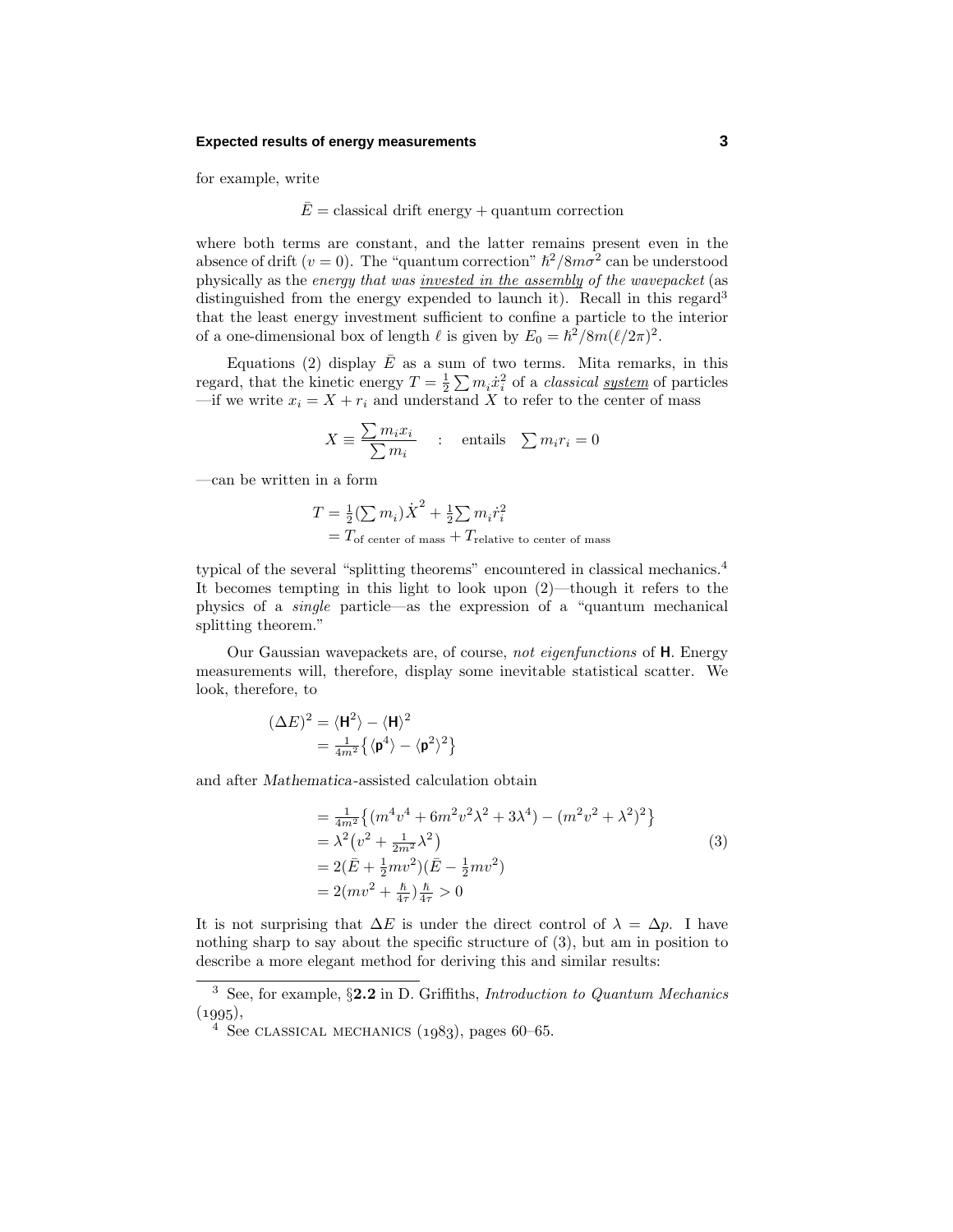for example, write

$$\bar{E} = \text{classical drift energy} + \text{quantum correction}$$

where both terms are constant, and the latter remains present even in the absence of drift ($v = 0$). The "quantum correction" $\hbar^2/8m\sigma^2$ can be understood physically as the *energy that was invested in the assembly of the wavepacket* (as distinguished from the energy expended to launch it). Recall in this regard[3] that the least energy investment sufficient to confine a particle to the interior of a one-dimensional box of length $\ell$ is given by $E_0 = \hbar^2/8m(\ell/2\pi)^2$.

Equations (2) display $\bar{E}$ as a sum of two terms. Mita remarks, in this regard, that the kinetic energy $T = \frac{1}{2}\sum m_i \dot{x}_i^2$ of a *classical system* of particles —if we write $x_i = X + r_i$ and understand $X$ to refer to the center of mass

$$X \equiv \frac{\sum m_i x_i}{\sum m_i} \quad : \quad \text{entails} \quad \sum m_i r_i = 0$$

—can be written in a form

$$\begin{aligned} T &= \tfrac{1}{2}(\textstyle\sum m_i)\dot{X}^2 + \tfrac{1}{2}\textstyle\sum m_i \dot{r}_i^2 \\ &= T_{\text{of center of mass}} + T_{\text{relative to center of mass}} \end{aligned}$$

typical of the several "splitting theorems" encountered in classical mechanics.[4] It becomes tempting in this light to look upon (2)—though it refers to the physics of a *single* particle—as the expression of a "quantum mechanical splitting theorem."

Our Gaussian wavepackets are, of course, *not eigenfunctions* of $\mathbf{H}$. Energy measurements will, therefore, display some inevitable statistical scatter. We look, therefore, to

$$\begin{aligned} (\Delta E)^2 &= \langle \mathbf{H}^2 \rangle - \langle \mathbf{H} \rangle^2 \\ &= \tfrac{1}{4m^2}\big\{ \langle \mathbf{p}^4 \rangle - \langle \mathbf{p}^2 \rangle^2 \big\} \end{aligned}$$

and after *Mathematica*-assisted calculation obtain

$$\begin{aligned} &= \tfrac{1}{4m^2}\big\{ (m^4v^4 + 6m^2v^2\lambda^2 + 3\lambda^4) - (m^2v^2 + \lambda^2)^2 \big\} \\ &= \lambda^2\big(v^2 + \tfrac{1}{2m^2}\lambda^2\big) \\ &= 2(\bar{E} + \tfrac{1}{2}mv^2)(\bar{E} - \tfrac{1}{2}mv^2) \\ &= 2(mv^2 + \tfrac{\hbar}{4\tau})\tfrac{\hbar}{4\tau} > 0 \end{aligned} \tag{3}$$

It is not surprising that $\Delta E$ is under the direct control of $\lambda = \Delta p$. I have nothing sharp to say about the specific structure of (3), but am in position to describe a more elegant method for deriving this and similar results:

---

[3] See, for example, §**2.2** in D. Griffiths, *Introduction to Quantum Mechanics* (1995),

[4] See CLASSICAL MECHANICS (1983), pages 60–65.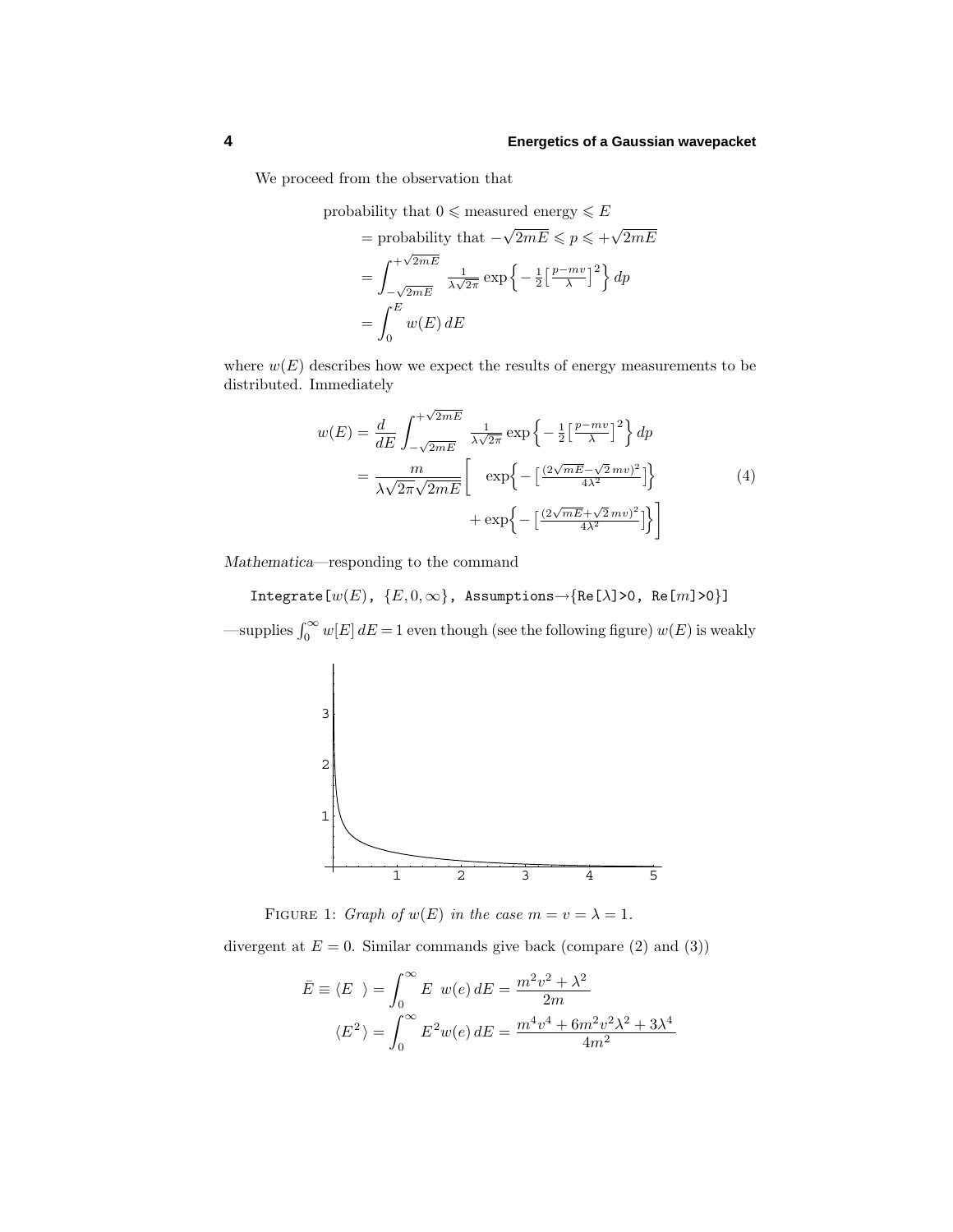We proceed from the observation that

$$
\begin{aligned}
&\text{probability that } 0 \leqslant \text{measured energy} \leqslant E\\
&\quad= \text{probability that } -\sqrt{2mE} \leqslant p \leqslant +\sqrt{2mE}\\
&\quad= \int_{-\sqrt{2mE}}^{+\sqrt{2mE}} \tfrac{1}{\lambda\sqrt{2\pi}} \exp\Big\{-\tfrac{1}{2}\big[\tfrac{p-mv}{\lambda}\big]^2\Big\}\,dp\\
&\quad= \int_0^E w(E)\,dE
\end{aligned}
$$

where $w(E)$ describes how we expect the results of energy measurements to be distributed. Immediately

$$
\begin{aligned}
w(E) &= \frac{d}{dE}\int_{-\sqrt{2mE}}^{+\sqrt{2mE}} \tfrac{1}{\lambda\sqrt{2\pi}} \exp\Big\{-\tfrac{1}{2}\big[\tfrac{p-mv}{\lambda}\big]^2\Big\}\,dp\\
&= \frac{m}{\lambda\sqrt{2\pi}\sqrt{2mE}}\bigg[\quad \exp\Big\{-\big[\tfrac{(2\sqrt{mE}-\sqrt{2}\,mv)^2}{4\lambda^2}\big]\Big\}\\
&\qquad\qquad\qquad\qquad + \exp\Big\{-\big[\tfrac{(2\sqrt{mE}+\sqrt{2}\,mv)^2}{4\lambda^2}\big]\Big\}\bigg]
\end{aligned}
\tag{4}
$$

*Mathematica*—responding to the command

```
Integrate[w(E), {E,0,∞}, Assumptions→{Re[λ]>0, Re[m]>0}]
```

—supplies $\int_0^\infty w[E]\,dE = 1$ even though (see the following figure) $w(E)$ is weakly divergent at $E=0$. Similar commands give back (compare (2) and (3))

FIGURE 1: *Graph of $w(E)$ in the case $m = v = \lambda = 1$.*

$$
\begin{aligned}
\bar{E} \equiv \langle E\ \rangle &= \int_0^\infty E\ \ w(e)\,dE = \frac{m^2v^2+\lambda^2}{2m}\\
\langle E^2\rangle &= \int_0^\infty E^2 w(e)\,dE = \frac{m^4v^4+6m^2v^2\lambda^2+3\lambda^4}{4m^2}
\end{aligned}
$$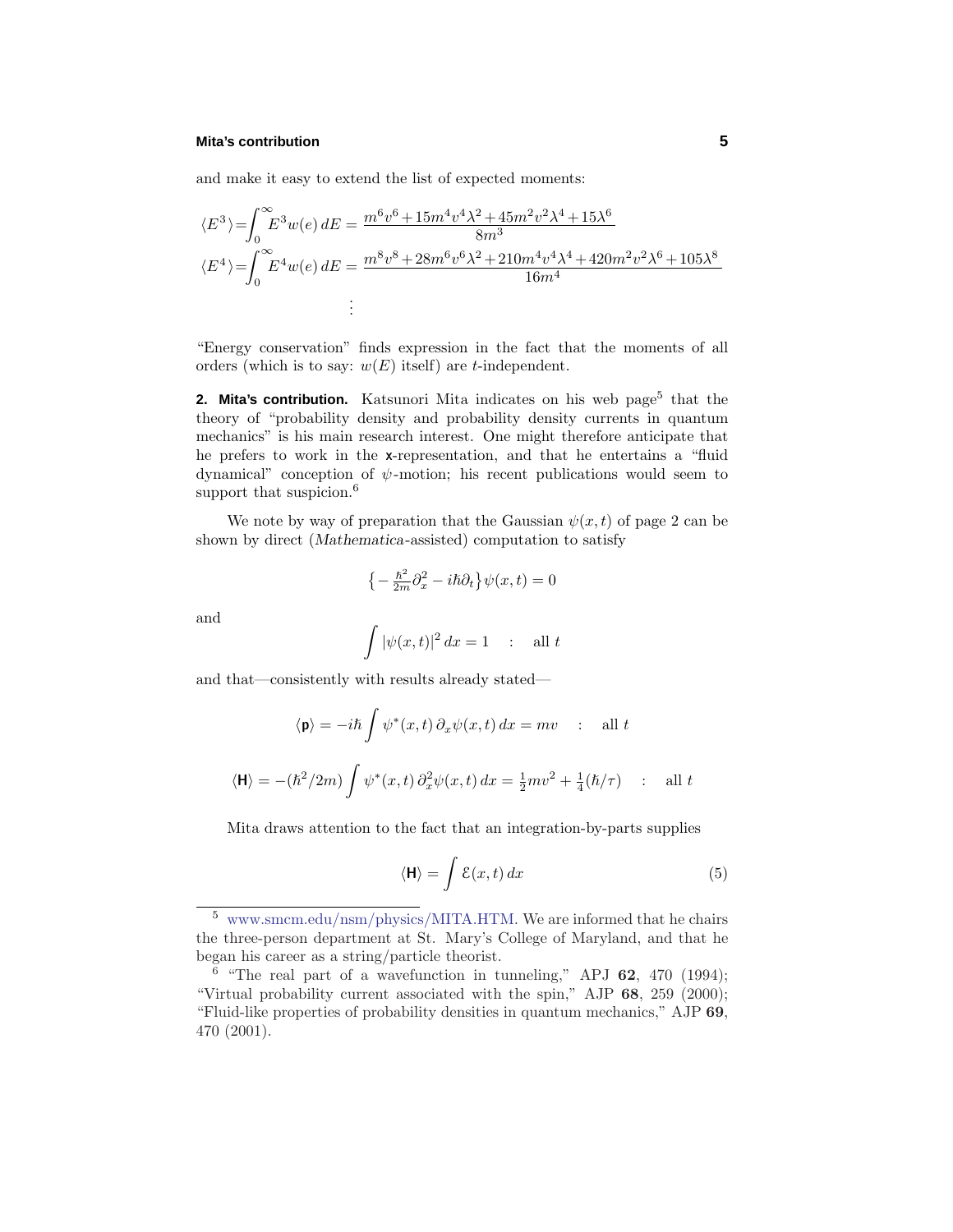and make it easy to extend the list of expected moments:

$$\langle E^3\rangle = \int_0^\infty E^3 w(e)\,dE = \frac{m^6v^6 + 15m^4v^4\lambda^2 + 45m^2v^2\lambda^4 + 15\lambda^6}{8m^3}$$

$$\langle E^4\rangle = \int_0^\infty E^4 w(e)\,dE = \frac{m^8v^8 + 28m^6v^6\lambda^2 + 210m^4v^4\lambda^4 + 420m^2v^2\lambda^6 + 105\lambda^8}{16m^4}$$

$$\vdots$$

"Energy conservation" finds expression in the fact that the moments of all orders (which is to say: $w(E)$ itself) are $t$-independent.

**2. Mita's contribution.** Katsunori Mita indicates on his web page[5] that the theory of "probability density and probability density currents in quantum mechanics" is his main research interest. One might therefore anticipate that he prefers to work in the **x**-representation, and that he entertains a "fluid dynamical" conception of $\psi$-motion; his recent publications would seem to support that suspicion.[6]

We note by way of preparation that the Gaussian $\psi(x,t)$ of page 2 can be shown by direct (*Mathematica*-assisted) computation to satisfy

$$\left\{-\tfrac{\hbar^2}{2m}\partial_x^2 - i\hbar\partial_t\right\}\psi(x,t) = 0$$

and

$$\int |\psi(x,t)|^2\,dx = 1 \quad : \quad \text{all } t$$

and that—consistently with results already stated—

$$\langle \mathbf{p}\rangle = -i\hbar\int \psi^*(x,t)\,\partial_x\psi(x,t)\,dx = mv \quad : \quad \text{all } t$$

$$\langle \mathbf{H}\rangle = -(\hbar^2/2m)\int \psi^*(x,t)\,\partial_x^2\psi(x,t)\,dx = \tfrac{1}{2}mv^2 + \tfrac{1}{4}(\hbar/\tau) \quad : \quad \text{all } t$$

Mita draws attention to the fact that an integration-by-parts supplies

$$\langle \mathbf{H}\rangle = \int \mathcal{E}(x,t)\,dx \tag{5}$$

---

[5] www.smcm.edu/nsm/physics/MITA.HTM. We are informed that he chairs the three-person department at St. Mary's College of Maryland, and that he began his career as a string/particle theorist.

[6] "The real part of a wavefunction in tunneling," APJ **62**, 470 (1994); "Virtual probability current associated with the spin," AJP **68**, 259 (2000); "Fluid-like properties of probability densities in quantum mechanics," AJP **69**, 470 (2001).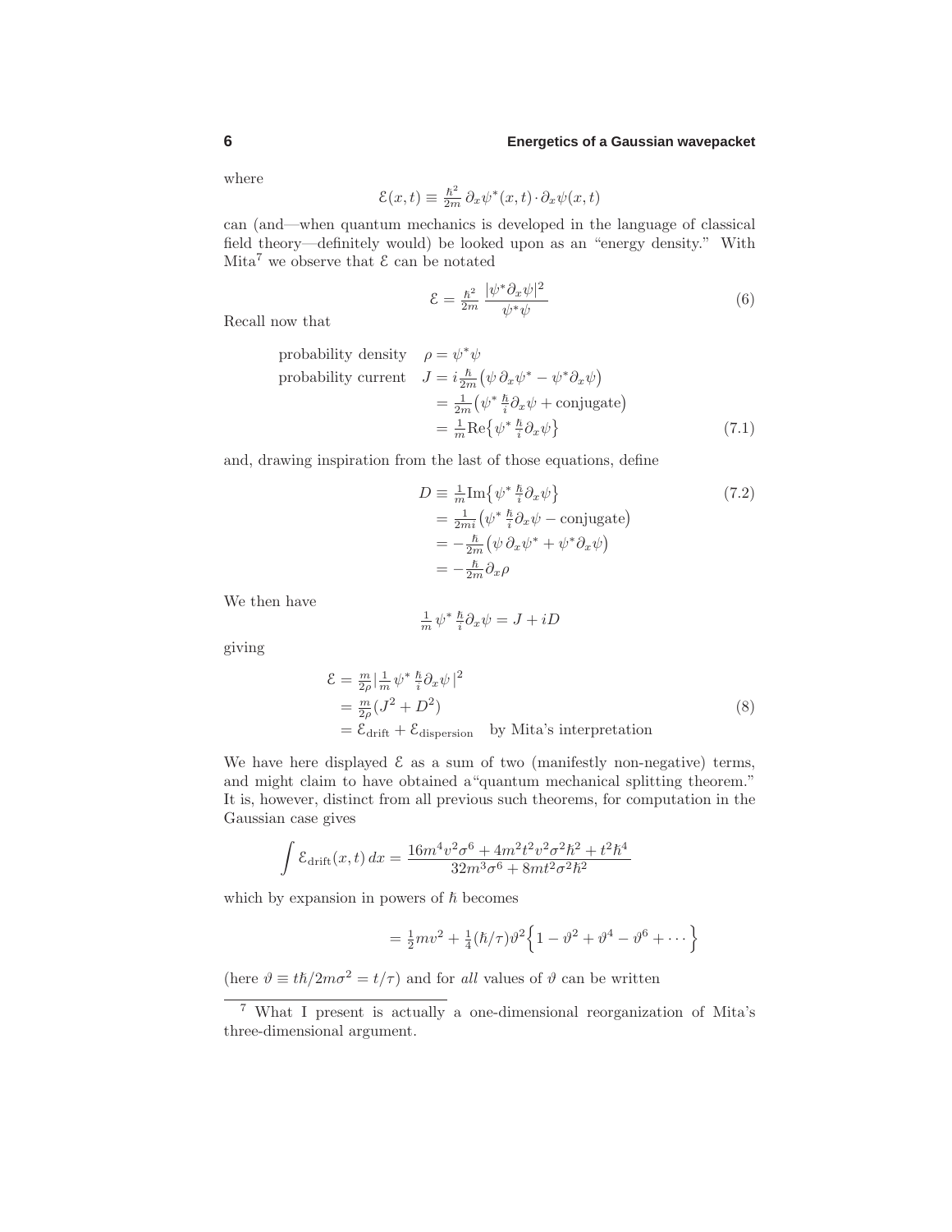where

$$\mathcal{E}(x,t) \equiv \tfrac{\hbar^2}{2m}\,\partial_x\psi^*(x,t)\cdot\partial_x\psi(x,t)$$

can (and—when quantum mechanics is developed in the language of classical field theory—definitely would) be looked upon as an "energy density." With Mita[7] we observe that $\mathcal{E}$ can be notated

$$\mathcal{E} = \tfrac{\hbar^2}{2m}\,\frac{|\psi^*\partial_x\psi|^2}{\psi^*\psi} \tag{6}$$

Recall now that

$$\begin{aligned}
\text{probability density}\quad & \rho = \psi^*\psi\\
\text{probability current}\quad & J = i\tfrac{\hbar}{2m}\big(\psi\,\partial_x\psi^* - \psi^*\partial_x\psi\big)\\
& \phantom{J} = \tfrac{1}{2m}\big(\psi^*\,\tfrac{\hbar}{i}\partial_x\psi + \text{conjugate}\big)\\
& \phantom{J} = \tfrac{1}{m}\text{Re}\big\{\psi^*\,\tfrac{\hbar}{i}\partial_x\psi\big\}
\end{aligned} \tag{7.1}$$

and, drawing inspiration from the last of those equations, define

$$\begin{aligned}
D &\equiv \tfrac{1}{m}\text{Im}\big\{\psi^*\,\tfrac{\hbar}{i}\partial_x\psi\big\} \qquad\qquad (7.2)\\
&= \tfrac{1}{2mi}\big(\psi^*\,\tfrac{\hbar}{i}\partial_x\psi - \text{conjugate}\big)\\
&= -\tfrac{\hbar}{2m}\big(\psi\,\partial_x\psi^* + \psi^*\partial_x\psi\big)\\
&= -\tfrac{\hbar}{2m}\partial_x\rho
\end{aligned}$$

We then have

$$\tfrac{1}{m}\,\psi^*\,\tfrac{\hbar}{i}\partial_x\psi = J + iD$$

giving

$$\begin{aligned}
\mathcal{E} &= \tfrac{m}{2\rho}\big|\tfrac{1}{m}\,\psi^*\,\tfrac{\hbar}{i}\partial_x\psi\,\big|^2\\
&= \tfrac{m}{2\rho}(J^2 + D^2)\\
&= \mathcal{E}_{\text{drift}} + \mathcal{E}_{\text{dispersion}}\quad \text{by Mita's interpretation}
\end{aligned} \tag{8}$$

We have here displayed $\mathcal{E}$ as a sum of two (manifestly non-negative) terms, and might claim to have obtained a "quantum mechanical splitting theorem." It is, however, distinct from all previous such theorems, for computation in the Gaussian case gives

$$\int \mathcal{E}_{\text{drift}}(x,t)\,dx = \frac{16m^4v^2\sigma^6 + 4m^2t^2v^2\sigma^2\hbar^2 + t^2\hbar^4}{32m^3\sigma^6 + 8mt^2\sigma^2\hbar^2}$$

which by expansion in powers of $\hbar$ becomes

$$= \tfrac{1}{2}mv^2 + \tfrac{1}{4}(\hbar/\tau)\vartheta^2\Big\{1 - \vartheta^2 + \vartheta^4 - \vartheta^6 + \cdots\Big\}$$

(here $\vartheta \equiv t\hbar/2m\sigma^2 = t/\tau$) and for *all* values of $\vartheta$ can be written

---

[7] What I present is actually a one-dimensional reorganization of Mita's three-dimensional argument.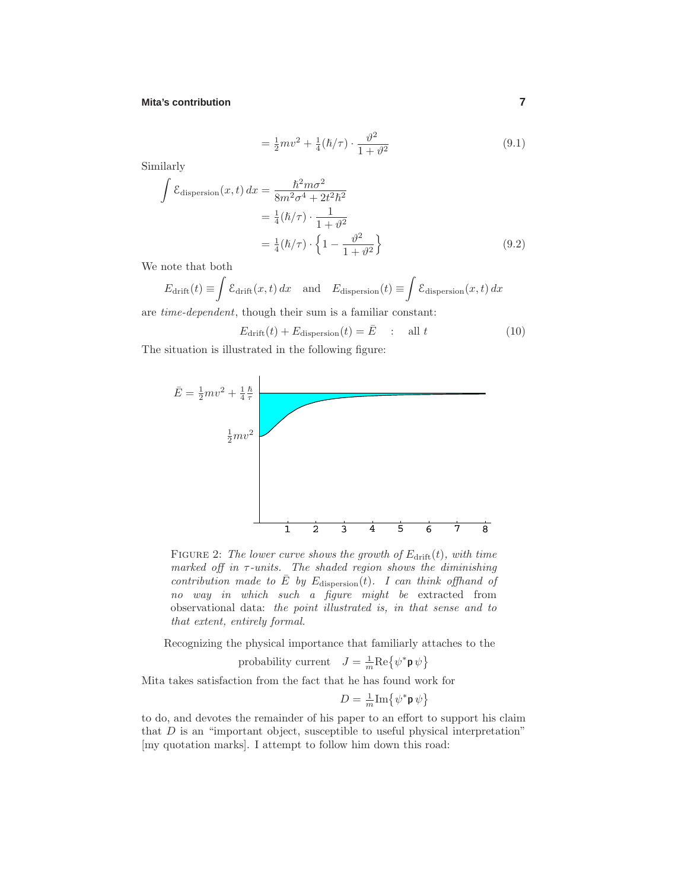$$= \tfrac{1}{2}mv^2 + \tfrac{1}{4}(\hbar/\tau)\cdot\frac{\vartheta^2}{1+\vartheta^2} \tag{9.1}$$

Similarly

$$\begin{aligned}
\int \mathcal{E}_{\text{dispersion}}(x,t)\,dx &= \frac{\hbar^2 m\sigma^2}{8m^2\sigma^4 + 2t^2\hbar^2}\\
&= \tfrac{1}{4}(\hbar/\tau)\cdot\frac{1}{1+\vartheta^2}\\
&= \tfrac{1}{4}(\hbar/\tau)\cdot\Big\{1 - \frac{\vartheta^2}{1+\vartheta^2}\Big\}
\end{aligned} \tag{9.2}$$

We note that both

$$E_{\text{drift}}(t) \equiv \int \mathcal{E}_{\text{drift}}(x,t)\,dx \quad \text{and} \quad E_{\text{dispersion}}(t) \equiv \int \mathcal{E}_{\text{dispersion}}(x,t)\,dx$$

are *time-dependent*, though their sum is a familiar constant:

$$E_{\text{drift}}(t) + E_{\text{dispersion}}(t) = \bar{E} \quad : \quad \text{all } t \tag{10}$$

The situation is illustrated in the following figure:

FIGURE 2: *The lower curve shows the growth of $E_{\text{drift}}(t)$, with time marked off in $\tau$-units. The shaded region shows the diminishing contribution made to $\bar{E}$ by $E_{\text{dispersion}}(t)$. I can think offhand of no way in which such a figure might be* extracted from observational data: *the point illustrated is, in that sense and to that extent, entirely formal.*

Recognizing the physical importance that familiarly attaches to the

$$\text{probability current} \quad J = \tfrac{1}{m}\text{Re}\big\{\psi^* \mathsf{p}\,\psi\big\}$$

Mita takes satisfaction from the fact that he has found work for

$$D = \tfrac{1}{m}\text{Im}\big\{\psi^* \mathsf{p}\,\psi\big\}$$

to do, and devotes the remainder of his paper to an effort to support his claim that $D$ is an "important object, susceptible to useful physical interpretation" [my quotation marks]. I attempt to follow him down this road: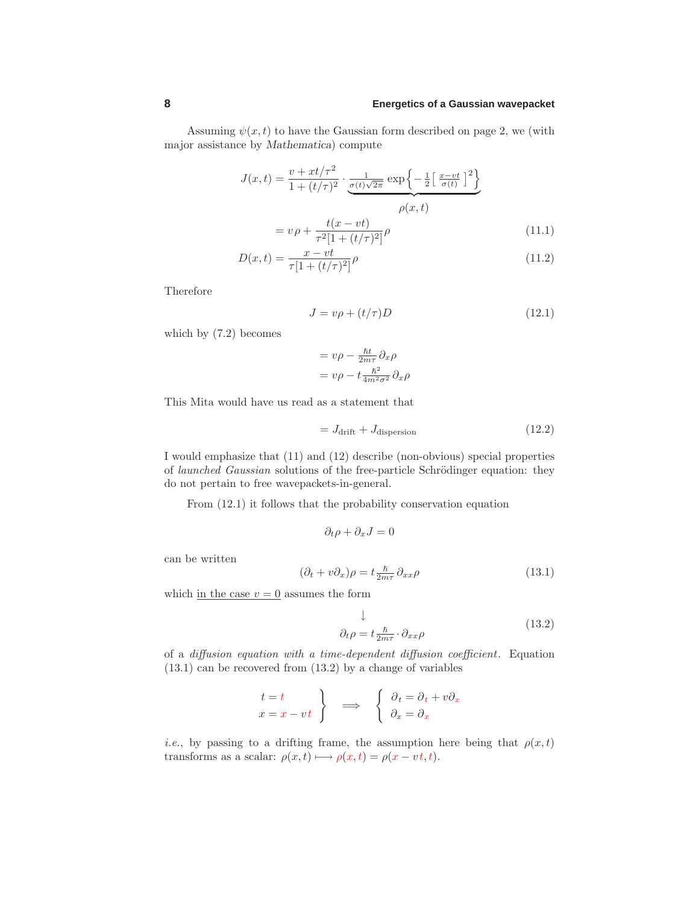Assuming $\psi(x,t)$ to have the Gaussian form described on page 2, we (with major assistance by *Mathematica*) compute

$$
\begin{aligned}
J(x,t) &= \frac{v + xt/\tau^2}{1+(t/\tau)^2} \cdot \underbrace{\tfrac{1}{\sigma(t)\sqrt{2\pi}} \exp\Big\{-\tfrac{1}{2}\Big[\tfrac{x-vt}{\sigma(t)}\Big]^2\Big\}}_{\rho(x,t)} \\
&= v\,\rho + \frac{t(x-vt)}{\tau^2[1+(t/\tau)^2]}\rho \qquad (11.1) \\
D(x,t) &= \frac{x-vt}{\tau[1+(t/\tau)^2]}\rho \qquad (11.2)
\end{aligned}
$$

Therefore

$$
J = v\rho + (t/\tau)D \qquad (12.1)
$$

which by (7.2) becomes

$$
\begin{aligned}
&= v\rho - \tfrac{\hbar t}{2m\tau}\,\partial_x \rho \\
&= v\rho - t\tfrac{\hbar^2}{4m^2\sigma^2}\,\partial_x \rho
\end{aligned}
$$

This Mita would have us read as a statement that

$$
= J_{\text{drift}} + J_{\text{dispersion}} \qquad (12.2)
$$

I would emphasize that (11) and (12) describe (non-obvious) special properties of *launched Gaussian* solutions of the free-particle Schrödinger equation: they do not pertain to free wavepackets-in-general.

From (12.1) it follows that the probability conservation equation

$$
\partial_t \rho + \partial_x J = 0
$$

can be written

$$
(\partial_t + v\partial_x)\rho = t\tfrac{\hbar}{2m\tau}\,\partial_{xx}\rho \qquad (13.1)
$$

which in the case $v = 0$ assumes the form

$$
\downarrow
$$

$$
\partial_t \rho = t\tfrac{\hbar}{2m\tau}\cdot\partial_{xx}\rho \qquad (13.2)
$$

of a *diffusion equation with a time-dependent diffusion coefficient*. Equation (13.1) can be recovered from (13.2) by a change of variables

$$
\left.
\begin{aligned}
t &= t \\
x &= x - vt
\end{aligned}
\right\}
\quad \Longrightarrow \quad
\left\{
\begin{aligned}
\partial_t &= \partial_t + v\partial_x \\
\partial_x &= \partial_x
\end{aligned}
\right.
$$

*i.e.*, by passing to a drifting frame, the assumption here being that $\rho(x,t)$ transforms as a scalar: $\rho(x,t) \longmapsto \rho(x,t) = \rho(x - vt, t)$.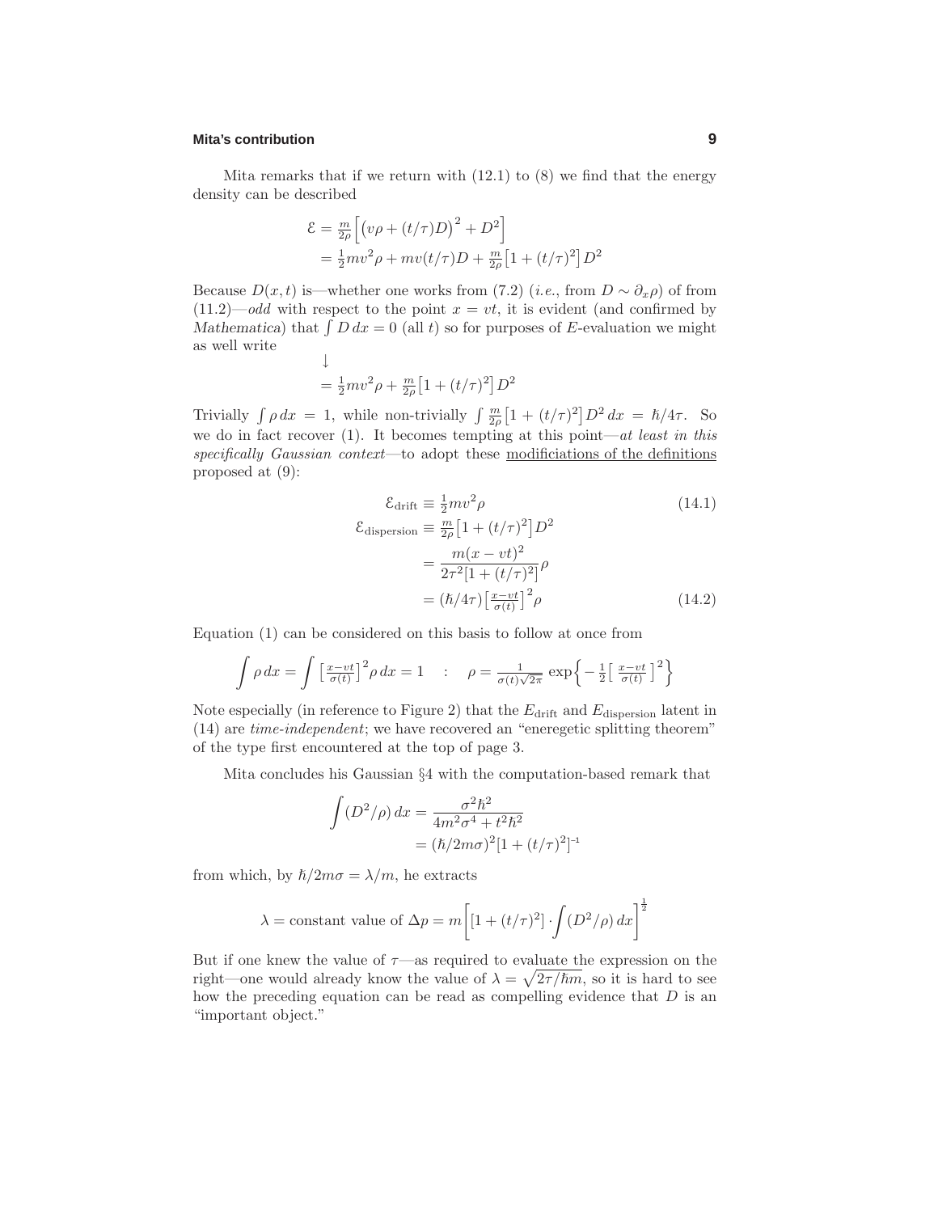Mita remarks that if we return with (12.1) to (8) we find that the energy density can be described

$$
\begin{aligned}
\mathcal{E} &= \tfrac{m}{2\rho}\Big[\big(v\rho + (t/\tau)D\big)^2 + D^2\Big] \\
&= \tfrac{1}{2}mv^2\rho + mv(t/\tau)D + \tfrac{m}{2\rho}\big[1+(t/\tau)^2\big]D^2
\end{aligned}
$$

Because $D(x,t)$ is—whether one works from (7.2) (*i.e.*, from $D \sim \partial_x \rho$) of from (11.2)—*odd* with respect to the point $x = vt$, it is evident (and confirmed by *Mathematica*) that $\int D\,dx = 0$ (all $t$) so for purposes of $E$-evaluation we might as well write

$$
\downarrow
$$

$$
= \tfrac{1}{2}mv^2\rho + \tfrac{m}{2\rho}\big[1+(t/\tau)^2\big]D^2
$$

Trivially $\int \rho\,dx = 1$, while non-trivially $\int \frac{m}{2\rho}\big[1+(t/\tau)^2\big]D^2\,dx = \hbar/4\tau$. So we do in fact recover (1). It becomes tempting at this point—*at least in this specifically Gaussian context*—to adopt these <u>modificiations of the definitions</u> proposed at (9):

$$
\mathcal{E}_{\text{drift}} \equiv \tfrac{1}{2}mv^2\rho \tag{14.1}
$$

$$
\begin{aligned}
\mathcal{E}_{\text{dispersion}} &\equiv \tfrac{m}{2\rho}\big[1+(t/\tau)^2\big]D^2 \\
&= \frac{m(x-vt)^2}{2\tau^2[1+(t/\tau)^2]}\rho \\
&= (\hbar/4\tau)\big[\tfrac{x-vt}{\sigma(t)}\big]^2\rho
\end{aligned} \tag{14.2}
$$

Equation (1) can be considered on this basis to follow at once from

$$
\int \rho\,dx = \int \big[\tfrac{x-vt}{\sigma(t)}\big]^2\rho\,dx = 1 \quad : \quad \rho = \tfrac{1}{\sigma(t)\sqrt{2\pi}}\exp\Big\{-\tfrac{1}{2}\big[\,\tfrac{x-vt}{\sigma(t)}\,\big]^2\Big\}
$$

Note especially (in reference to Figure 2) that the $E_{\text{drift}}$ and $E_{\text{dispersion}}$ latent in (14) are *time-independent*; we have recovered an "eneregetic splitting theorem" of the type first encountered at the top of page 3.

Mita concludes his Gaussian §4 with the computation-based remark that

$$
\begin{aligned}
\int (D^2/\rho)\,dx &= \frac{\sigma^2\hbar^2}{4m^2\sigma^4 + t^2\hbar^2} \\
&= (\hbar/2m\sigma)^2[1+(t/\tau)^2]^{-1}
\end{aligned}
$$

from which, by $\hbar/2m\sigma = \lambda/m$, he extracts

$$
\lambda = \text{constant value of } \Delta p = m\bigg[[1+(t/\tau)^2]\cdot\int (D^2/\rho)\,dx\bigg]^{\frac{1}{2}}
$$

But if one knew the value of $\tau$—as required to evaluate the expression on the right—one would already know the value of $\lambda = \sqrt{2\tau/\hbar m}$, so it is hard to see how the preceding equation can be read as compelling evidence that $D$ is an "important object."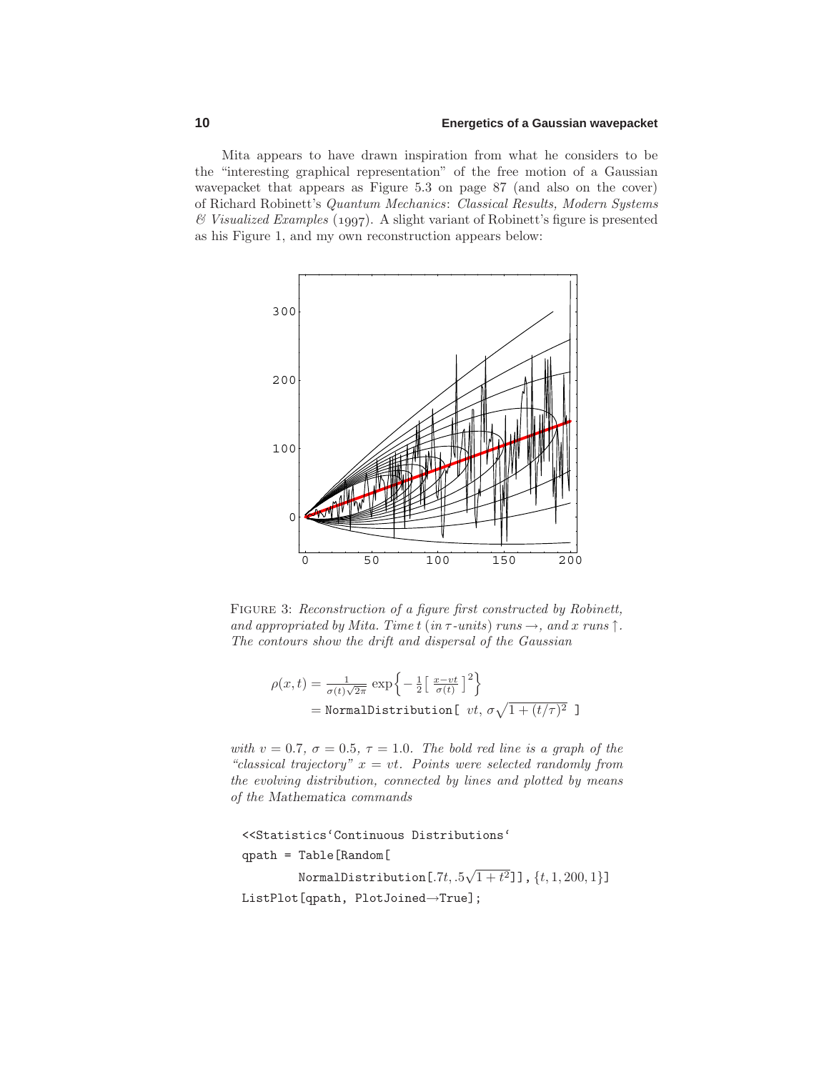Mita appears to have drawn inspiration from what he considers to be the "interesting graphical representation" of the free motion of a Gaussian wavepacket that appears as Figure 5.3 on page 87 (and also on the cover) of Richard Robinett's *Quantum Mechanics*: *Classical Results, Modern Systems & Visualized Examples* (1997). A slight variant of Robinett's figure is presented as his Figure 1, and my own reconstruction appears below:

FIGURE 3: *Reconstruction of a figure first constructed by Robinett, and appropriated by Mita. Time $t$ (in $\tau$-units) runs $\rightarrow$, and $x$ runs $\uparrow$. The contours show the drift and dispersal of the Gaussian*

$$
\begin{aligned}
\rho(x,t) &= \frac{1}{\sigma(t)\sqrt{2\pi}}\exp\Big\{-\tfrac{1}{2}\Big[\,\frac{x-vt}{\sigma(t)}\,\Big]^2\Big\} \\
&= \texttt{NormalDistribution[}\ vt,\ \sigma\sqrt{1+(t/\tau)^2}\ \texttt{]}
\end{aligned}
$$

*with $v = 0.7$, $\sigma = 0.5$, $\tau = 1.0$. The bold red line is a graph of the "classical trajectory" $x = vt$. Points were selected randomly from the evolving distribution, connected by lines and plotted by means of the* Mathematica *commands*

```
<<Statistics`Continuous Distributions`
qpath = Table[Random[
        NormalDistribution[.7t, .5√(1 + t²)]], {t, 1, 200, 1}]
ListPlot[qpath, PlotJoined→True];
```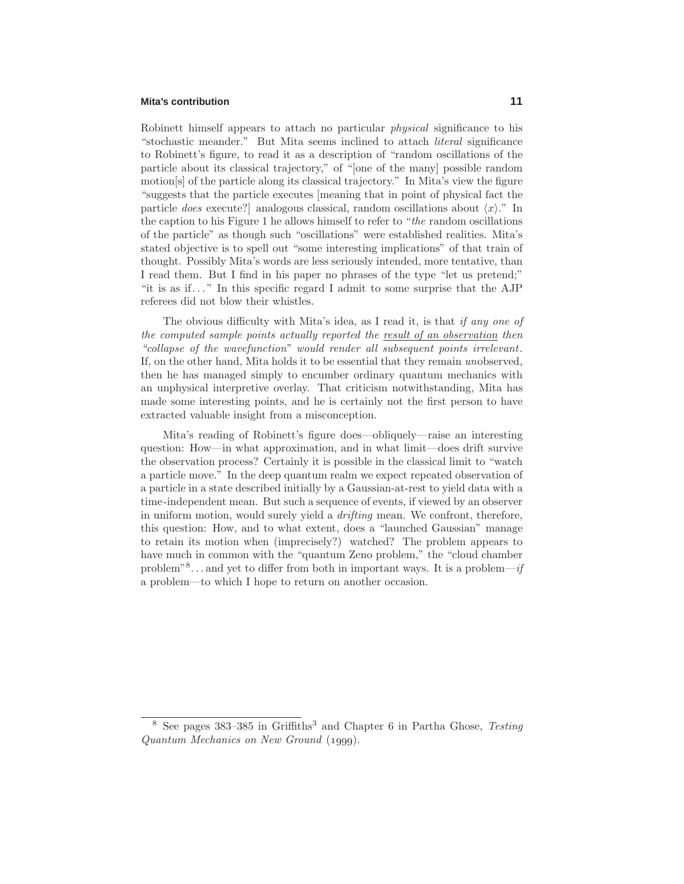Robinett himself appears to attach no particular *physical* significance to his "stochastic meander." But Mita seems inclined to attach *literal* significance to Robinett's figure, to read it as a description of "random oscillations of the particle about its classical trajectory," of "[one of the many] possible random motion[s] of the particle along its classical trajectory." In Mita's view the figure "suggests that the particle executes [meaning that in point of physical fact the particle *does* execute?] analogous classical, random oscillations about $\langle x \rangle$." In the caption to his Figure 1 he allows himself to refer to "*the* random oscillations of the particle" as though such "oscillations" were established realities. Mita's stated objective is to spell out "some interesting implications" of that train of thought. Possibly Mita's words are less seriously intended, more tentative, than I read them. But I find in his paper no phrases of the type "let us pretend;" "it is as if..." In this specific regard I admit to some surprise that the AJP referees did not blow their whistles.

The obvious difficulty with Mita's idea, as I read it, is that *if any one of the computed sample points actually reported the* <u>result of an observation</u> *then "collapse of the wavefunction" would render all subsequent points irrelevant*. If, on the other hand, Mita holds it to be essential that they remain *un*observed, then he has managed simply to encumber ordinary quantum mechanics with an unphysical interpretive overlay. That criticism notwithstanding, Mita has made some interesting points, and he is certainly not the first person to have extracted valuable insight from a misconception.

Mita's reading of Robinett's figure does—obliquely—raise an interesting question: How—in what approximation, and in what limit—does drift survive the observation process? Certainly it is possible in the classical limit to "watch a particle move." In the deep quantum realm we expect repeated observation of a particle in a state described initially by a Gaussian-at-rest to yield data with a time-independent mean. But such a sequence of events, if viewed by an observer in uniform motion, would surely yield a *drifting* mean. We confront, therefore, this question: How, and to what extent, does a "launched Gaussian" manage to retain its motion when (imprecisely?) watched? The problem appears to have much in common with the "quantum Zeno problem," the "cloud chamber problem"[8]... and yet to differ from both in important ways. It is a problem—*if* a problem—to which I hope to return on another occasion.

---

[8] See pages 383–385 in Griffiths[3] and Chapter 6 in Partha Ghose, *Testing Quantum Mechanics on New Ground* (1999).